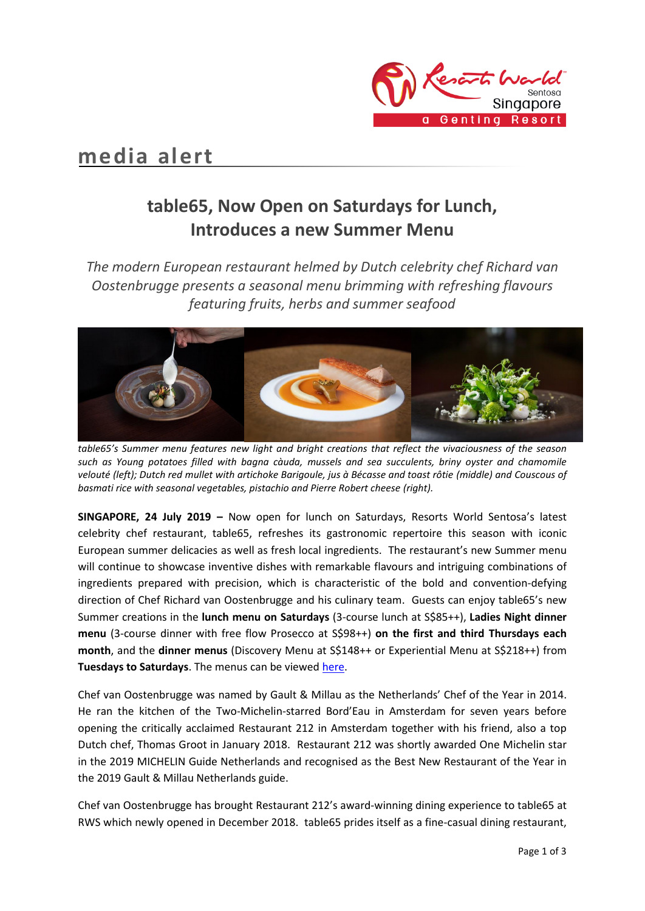**media alert**

# table65, Now Open on Saturdays for Lunch, Introduces a new Summer Menu

*The modern European restaurant helmed by Dutch celebrity chef Richard van Oostenbrugge presents a seasonal menu brimming with refreshing flavours featuring fruits, herbs and summer seafood*

*table65's Summer menu features new light and bright creations that reflect the vivaciousness of the season such as Young potatoes filled with bagna càuda, mussels and sea succulents, briny oyster and chamomile velouté (left); Dutch red mullet with artichoke Barigoule, jus à Bécasse and toast rôtie (middle) and Couscous of basmati rice with seasonal vegetables, pistachio and Pierre Robert cheese (right).*

**SINGAPORE, 24 July 2019 –** Now open for lunch on Saturdays, Resorts World Sentosa's latest celebrity chef restaurant, table65, refreshes its gastronomic repertoire this season with iconic European summer delicacies as well as fresh local ingredients. The restaurant's new Summer menu will continue to showcase inventive dishes with remarkable flavours and intriguing combinations of ingredients prepared with precision, which is characteristic of the bold and convention-defying direction of Chef Richard van Oostenbrugge and his culinary team. Guests can enjoy table65's new Summer creations in the **lunch menu on Saturdays** (3-course lunch at S$85++), **Ladies Night dinner menu** (3-course dinner with free flow Prosecco at S$98++) **on the first and third Thursdays each month**, and the **dinner menus** (Discovery Menu at S$148++ or Experiential Menu at S$218++) from **Tuesdays to Saturdays**. The menus can be viewed here.

Chef van Oostenbrugge was named by Gault & Millau as the Netherlands' Chef of the Year in 2014. He ran the kitchen of the Two-Michelin-starred Bord'Eau in Amsterdam for seven years before opening the critically acclaimed Restaurant 212 in Amsterdam together with his friend, also a top Dutch chef, Thomas Groot in January 2018. Restaurant 212 was shortly awarded One Michelin star in the 2019 MICHELIN Guide Netherlands and recognised as the Best New Restaurant of the Year in the 2019 Gault & Millau Netherlands guide.

Chef van Oostenbrugge has brought Restaurant 212's award-winning dining experience to table65 at RWS which newly opened in December 2018. table65 prides itself as a fine-casual dining restaurant,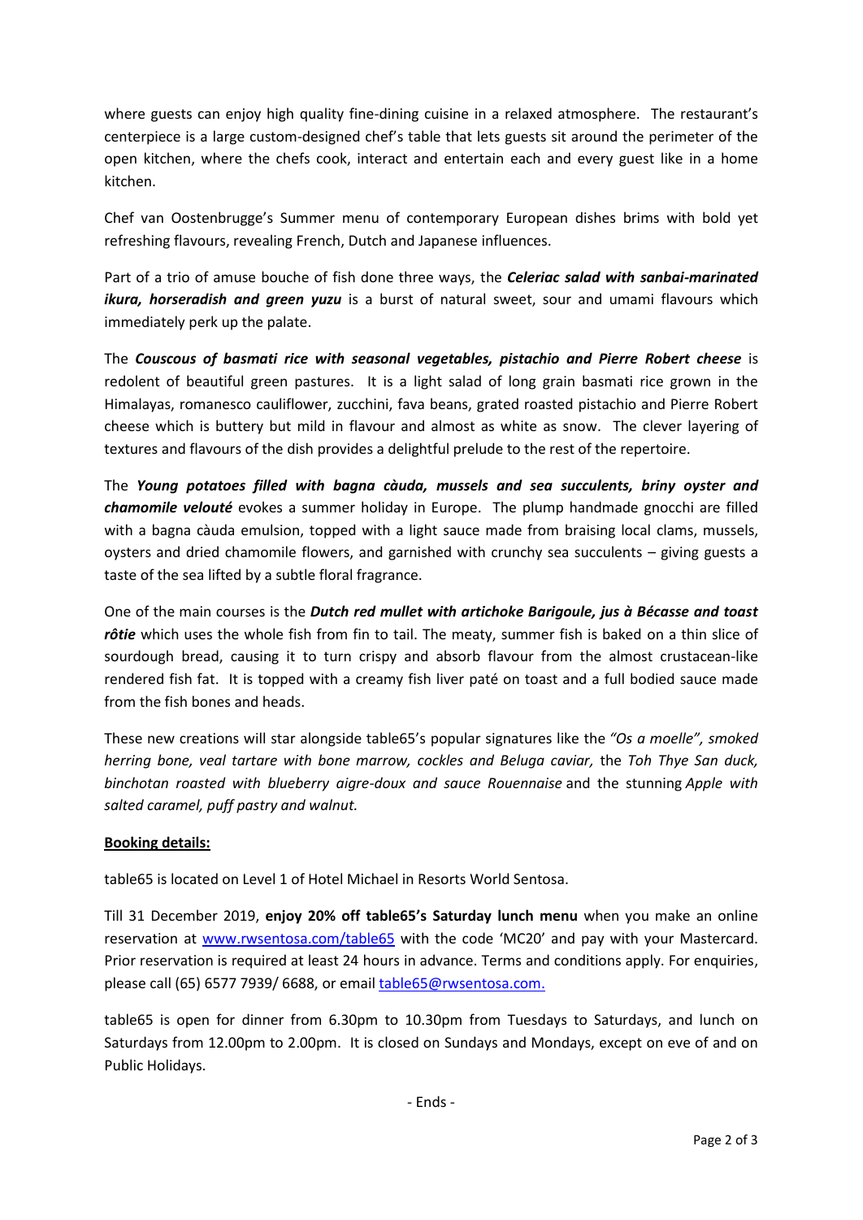where guests can enjoy high quality fine-dining cuisine in a relaxed atmosphere. The restaurant's centerpiece is a large custom-designed chef's table that lets guests sit around the perimeter of the open kitchen, where the chefs cook, interact and entertain each and every guest like in a home kitchen.

Chef van Oostenbrugge's Summer menu of contemporary European dishes brims with bold yet refreshing flavours, revealing French, Dutch and Japanese influences.

Part of a trio of amuse bouche of fish done three ways, the ***Celeriac salad with sanbai-marinated ikura, horseradish and green yuzu*** is a burst of natural sweet, sour and umami flavours which immediately perk up the palate.

The ***Couscous of basmati rice with seasonal vegetables, pistachio and Pierre Robert cheese*** is redolent of beautiful green pastures. It is a light salad of long grain basmati rice grown in the Himalayas, romanesco cauliflower, zucchini, fava beans, grated roasted pistachio and Pierre Robert cheese which is buttery but mild in flavour and almost as white as snow. The clever layering of textures and flavours of the dish provides a delightful prelude to the rest of the repertoire.

The ***Young potatoes filled with bagna càuda, mussels and sea succulents, briny oyster and chamomile velouté*** evokes a summer holiday in Europe. The plump handmade gnocchi are filled with a bagna càuda emulsion, topped with a light sauce made from braising local clams, mussels, oysters and dried chamomile flowers, and garnished with crunchy sea succulents – giving guests a taste of the sea lifted by a subtle floral fragrance.

One of the main courses is the ***Dutch red mullet with artichoke Barigoule, jus à Bécasse and toast rôtie*** which uses the whole fish from fin to tail. The meaty, summer fish is baked on a thin slice of sourdough bread, causing it to turn crispy and absorb flavour from the almost crustacean-like rendered fish fat. It is topped with a creamy fish liver paté on toast and a full bodied sauce made from the fish bones and heads.

These new creations will star alongside table65's popular signatures like the *"Os a moelle", smoked herring bone, veal tartare with bone marrow, cockles and Beluga caviar,* the *Toh Thye San duck, binchotan roasted with blueberry aigre-doux and sauce Rouennaise* and the stunning *Apple with salted caramel, puff pastry and walnut.*

**Booking details:**

table65 is located on Level 1 of Hotel Michael in Resorts World Sentosa.

Till 31 December 2019, **enjoy 20% off table65's Saturday lunch menu** when you make an online reservation at www.rwsentosa.com/table65 with the code 'MC20' and pay with your Mastercard. Prior reservation is required at least 24 hours in advance. Terms and conditions apply. For enquiries, please call (65) 6577 7939/ 6688, or email table65@rwsentosa.com.

table65 is open for dinner from 6.30pm to 10.30pm from Tuesdays to Saturdays, and lunch on Saturdays from 12.00pm to 2.00pm. It is closed on Sundays and Mondays, except on eve of and on Public Holidays.

- Ends -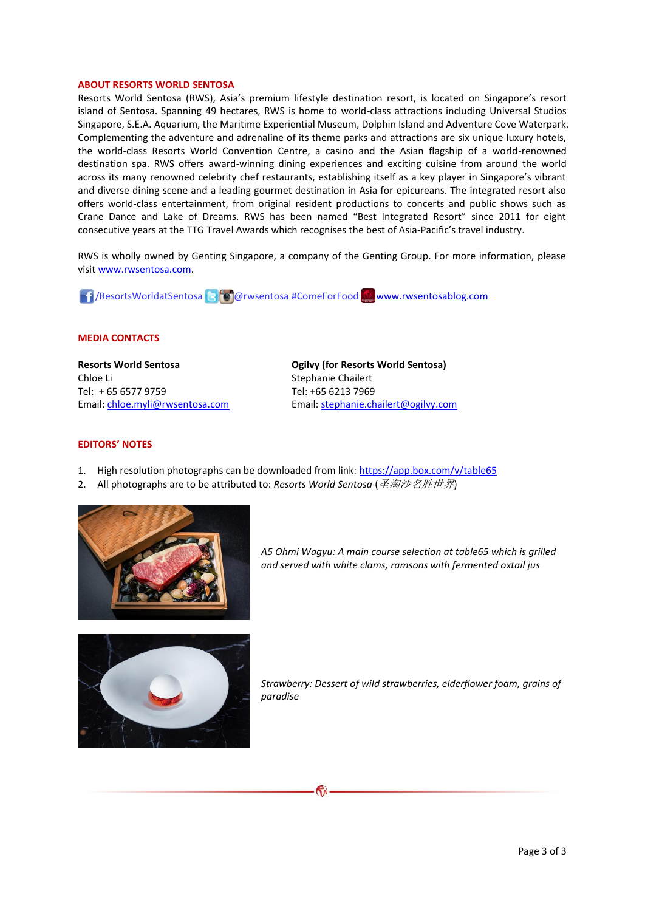## ABOUT RESORTS WORLD SENTOSA

Resorts World Sentosa (RWS), Asia's premium lifestyle destination resort, is located on Singapore's resort island of Sentosa. Spanning 49 hectares, RWS is home to world-class attractions including Universal Studios Singapore, S.E.A. Aquarium, the Maritime Experiential Museum, Dolphin Island and Adventure Cove Waterpark. Complementing the adventure and adrenaline of its theme parks and attractions are six unique luxury hotels, the world-class Resorts World Convention Centre, a casino and the Asian flagship of a world-renowned destination spa. RWS offers award-winning dining experiences and exciting cuisine from around the world across its many renowned celebrity chef restaurants, establishing itself as a key player in Singapore's vibrant and diverse dining scene and a leading gourmet destination in Asia for epicureans. The integrated resort also offers world-class entertainment, from original resident productions to concerts and public shows such as Crane Dance and Lake of Dreams. RWS has been named "Best Integrated Resort" since 2011 for eight consecutive years at the TTG Travel Awards which recognises the best of Asia-Pacific's travel industry.

RWS is wholly owned by Genting Singapore, a company of the Genting Group. For more information, please visit www.rwsentosa.com.

/ResortsWorldatSentosa @rwsentosa #ComeForFood www.rwsentosablog.com

## MEDIA CONTACTS

**Resorts World Sentosa**
Chloe Li
Tel: + 65 6577 9759
Email: chloe.myli@rwsentosa.com

**Ogilvy (for Resorts World Sentosa)**
Stephanie Chailert
Tel: +65 6213 7969
Email: stephanie.chailert@ogilvy.com

## EDITORS' NOTES

1. High resolution photographs can be downloaded from link: https://app.box.com/v/table65
2. All photographs are to be attributed to: *Resorts World Sentosa* (*圣淘沙名胜世界*)

*A5 Ohmi Wagyu: A main course selection at table65 which is grilled and served with white clams, ramsons with fermented oxtail jus*

*Strawberry: Dessert of wild strawberries, elderflower foam, grains of paradise*